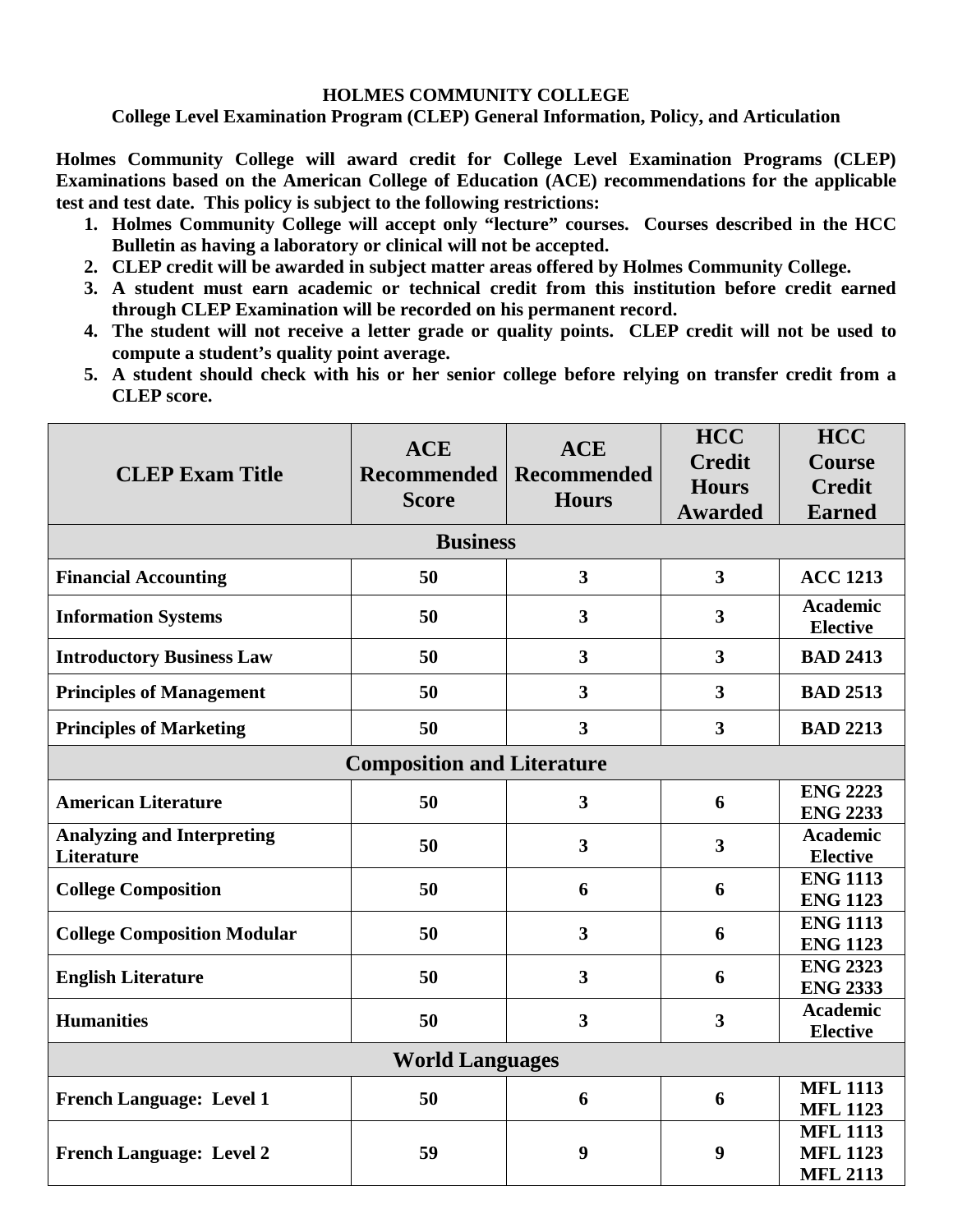# HOLMES COMMUNITY COLLEGE

## College Level Examination Program (CLEP) General Information, Policy, and Articulation

**Holmes Community College will award credit for College Level Examination Programs (CLEP) Examinations based on the American College of Education (ACE) recommendations for the applicable test and test date. This policy is subject to the following restrictions:**

1. **Holmes Community College will accept only "lecture" courses. Courses described in the HCC Bulletin as having a laboratory or clinical will not be accepted.**
2. **CLEP credit will be awarded in subject matter areas offered by Holmes Community College.**
3. **A student must earn academic or technical credit from this institution before credit earned through CLEP Examination will be recorded on his permanent record.**
4. **The student will not receive a letter grade or quality points. CLEP credit will not be used to compute a student's quality point average.**
5. **A student should check with his or her senior college before relying on transfer credit from a CLEP score.**

| CLEP Exam Title | ACE Recommended Score | ACE Recommended Hours | HCC Credit Hours Awarded | HCC Course Credit Earned |
|---|---|---|---|---|
| **Business** | | | | |
| Financial Accounting | 50 | 3 | 3 | ACC 1213 |
| Information Systems | 50 | 3 | 3 | Academic Elective |
| Introductory Business Law | 50 | 3 | 3 | BAD 2413 |
| Principles of Management | 50 | 3 | 3 | BAD 2513 |
| Principles of Marketing | 50 | 3 | 3 | BAD 2213 |
| **Composition and Literature** | | | | |
| American Literature | 50 | 3 | 6 | ENG 2223<br>ENG 2233 |
| Analyzing and Interpreting Literature | 50 | 3 | 3 | Academic Elective |
| College Composition | 50 | 6 | 6 | ENG 1113<br>ENG 1123 |
| College Composition Modular | 50 | 3 | 6 | ENG 1113<br>ENG 1123 |
| English Literature | 50 | 3 | 6 | ENG 2323<br>ENG 2333 |
| Humanities | 50 | 3 | 3 | Academic Elective |
| **World Languages** | | | | |
| French Language: Level 1 | 50 | 6 | 6 | MFL 1113<br>MFL 1123 |
| French Language: Level 2 | 59 | 9 | 9 | MFL 1113<br>MFL 1123<br>MFL 2113 |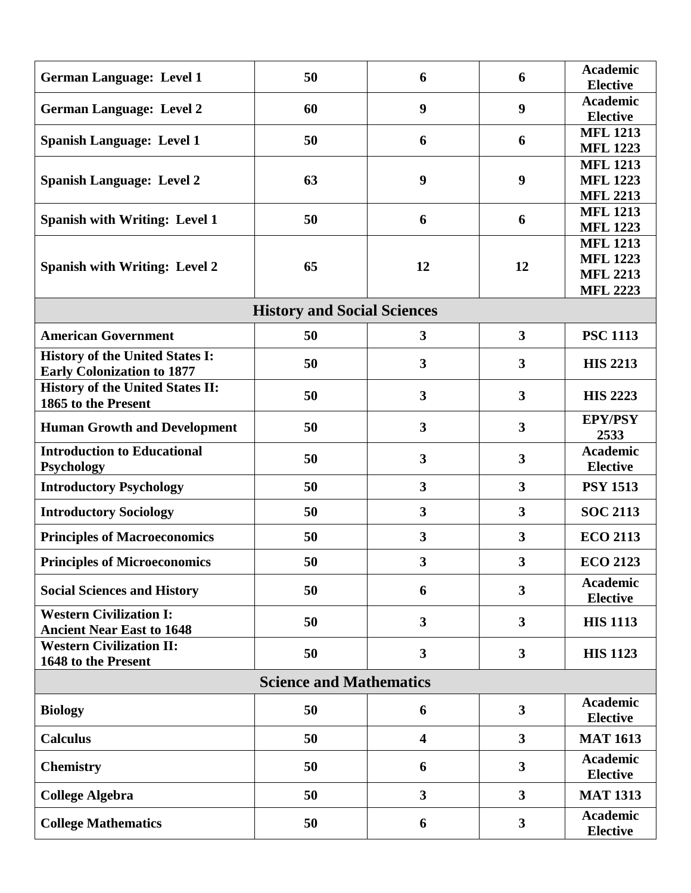| | | | | |
|---|---|---|---|---|
| **German Language: Level 1** | **50** | **6** | **6** | **Academic Elective** |
| **German Language: Level 2** | **60** | **9** | **9** | **Academic Elective** |
| **Spanish Language: Level 1** | **50** | **6** | **6** | **MFL 1213 MFL 1223** |
| **Spanish Language: Level 2** | **63** | **9** | **9** | **MFL 1213 MFL 1223 MFL 2213** |
| **Spanish with Writing: Level 1** | **50** | **6** | **6** | **MFL 1213 MFL 1223** |
| **Spanish with Writing: Level 2** | **65** | **12** | **12** | **MFL 1213 MFL 1223 MFL 2213 MFL 2223** |
| **History and Social Sciences** | | | | |
| **American Government** | **50** | **3** | **3** | **PSC 1113** |
| **History of the United States I: Early Colonization to 1877** | **50** | **3** | **3** | **HIS 2213** |
| **History of the United States II: 1865 to the Present** | **50** | **3** | **3** | **HIS 2223** |
| **Human Growth and Development** | **50** | **3** | **3** | **EPY/PSY 2533** |
| **Introduction to Educational Psychology** | **50** | **3** | **3** | **Academic Elective** |
| **Introductory Psychology** | **50** | **3** | **3** | **PSY 1513** |
| **Introductory Sociology** | **50** | **3** | **3** | **SOC 2113** |
| **Principles of Macroeconomics** | **50** | **3** | **3** | **ECO 2113** |
| **Principles of Microeconomics** | **50** | **3** | **3** | **ECO 2123** |
| **Social Sciences and History** | **50** | **6** | **3** | **Academic Elective** |
| **Western Civilization I: Ancient Near East to 1648** | **50** | **3** | **3** | **HIS 1113** |
| **Western Civilization II: 1648 to the Present** | **50** | **3** | **3** | **HIS 1123** |
| **Science and Mathematics** | | | | |
| **Biology** | **50** | **6** | **3** | **Academic Elective** |
| **Calculus** | **50** | **4** | **3** | **MAT 1613** |
| **Chemistry** | **50** | **6** | **3** | **Academic Elective** |
| **College Algebra** | **50** | **3** | **3** | **MAT 1313** |
| **College Mathematics** | **50** | **6** | **3** | **Academic Elective** |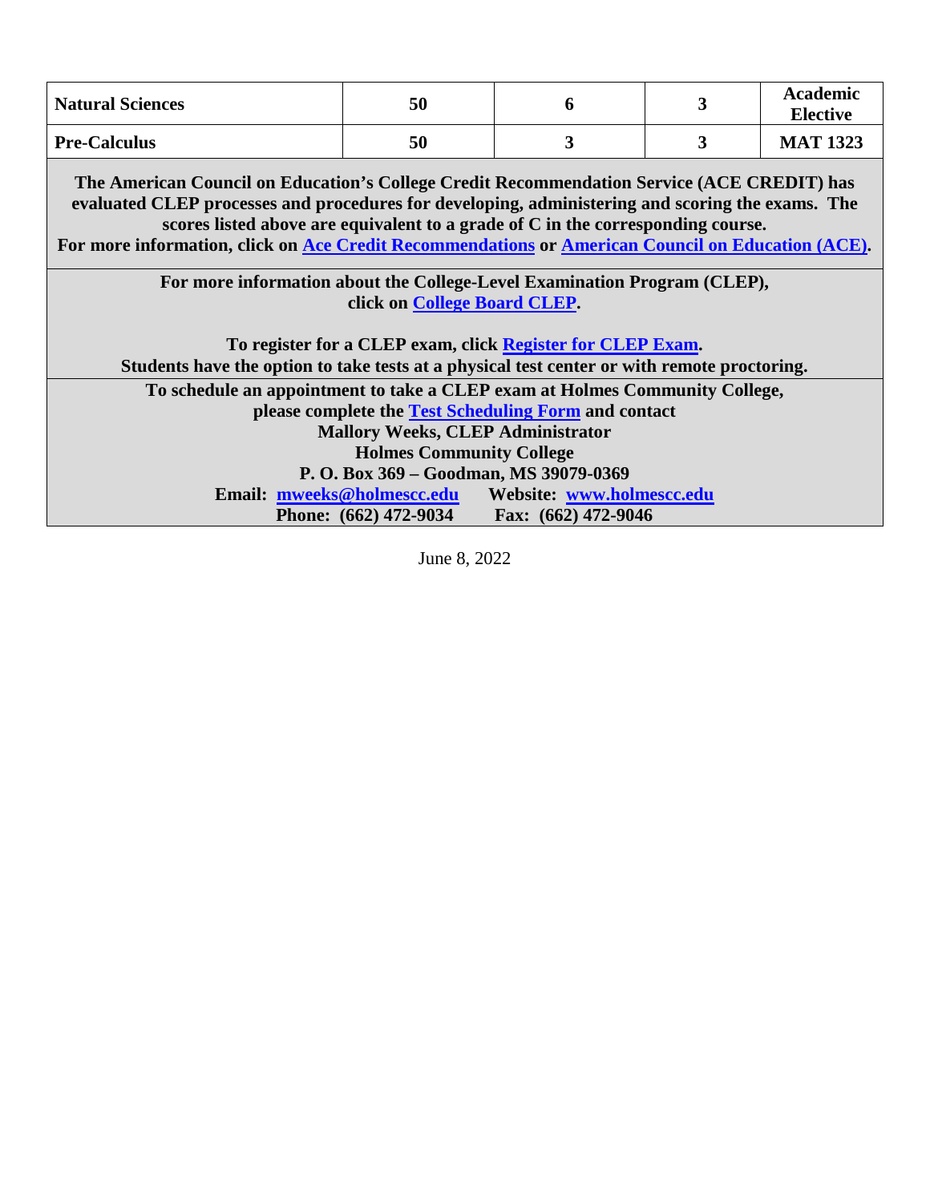| | | | | |
|---|---|---|---|---|
| **Natural Sciences** | **50** | **6** | **3** | **Academic Elective** |
| **Pre-Calculus** | **50** | **3** | **3** | **MAT 1323** |

**The American Council on Education's College Credit Recommendation Service (ACE CREDIT) has evaluated CLEP processes and procedures for developing, administering and scoring the exams. The scores listed above are equivalent to a grade of C in the corresponding course.**
**For more information, click on Ace Credit Recommendations or American Council on Education (ACE).**

**For more information about the College-Level Examination Program (CLEP), click on College Board CLEP.**

**To register for a CLEP exam, click Register for CLEP Exam.**
**Students have the option to take tests at a physical test center or with remote proctoring.**

**To schedule an appointment to take a CLEP exam at Holmes Community College, please complete the Test Scheduling Form and contact**
**Mallory Weeks, CLEP Administrator**
**Holmes Community College**
**P. O. Box 369 – Goodman, MS 39079-0369**
**Email: mweeks@holmescc.edu Website: www.holmescc.edu**
**Phone: (662) 472-9034 Fax: (662) 472-9046**

June 8, 2022